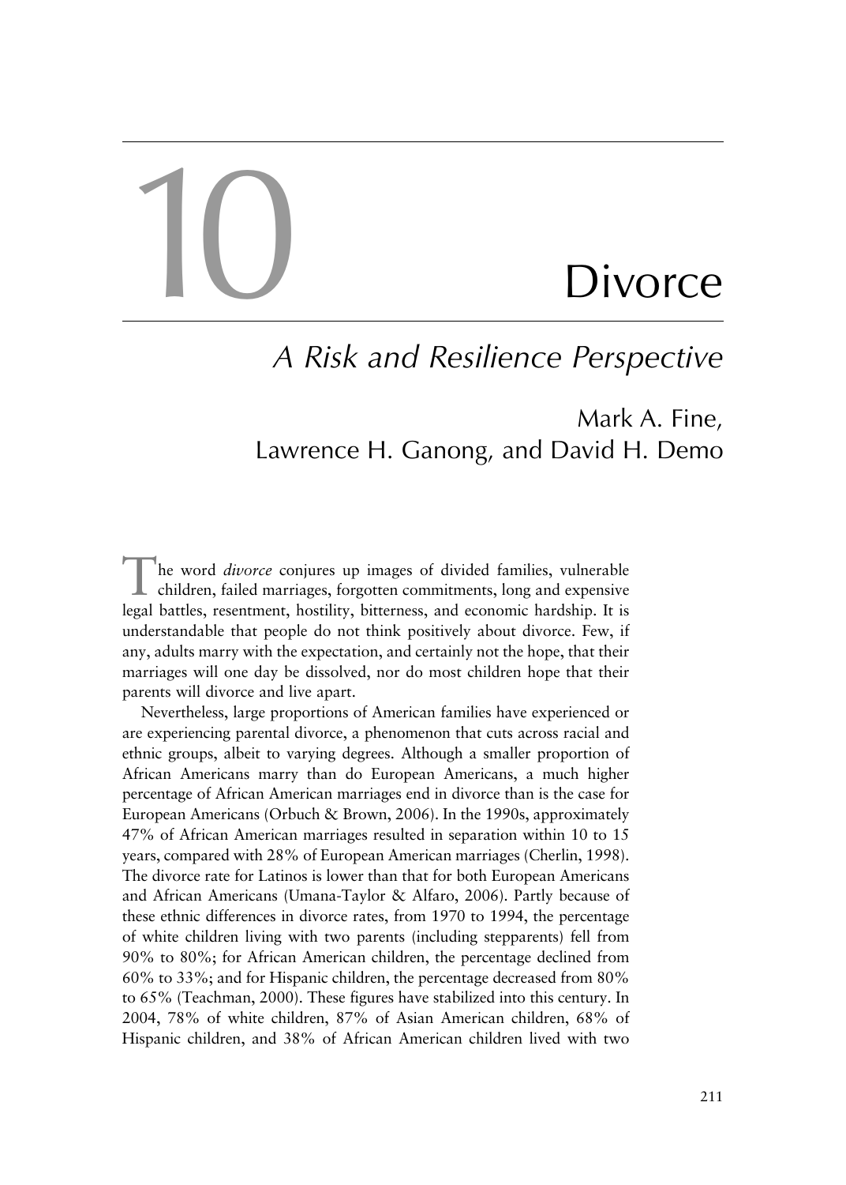# 10 Divorce

## *A Risk and Resilience Perspective*

Mark A. Fine, Lawrence H. Ganong, and David H. Demo

The word *divorce* conjures up images of divided families, vulnerable children, failed marriages, forgotten commitments, long and expensive legal battles, resentment, hostility, bitterness, and economic hardship. It is understandable that people do not think positively about divorce. Few, if any, adults marry with the expectation, and certainly not the hope, that their marriages will one day be dissolved, nor do most children hope that their parents will divorce and live apart.

Nevertheless, large proportions of American families have experienced or are experiencing parental divorce, a phenomenon that cuts across racial and ethnic groups, albeit to varying degrees. Although a smaller proportion of African Americans marry than do European Americans, a much higher percentage of African American marriages end in divorce than is the case for European Americans (Orbuch & Brown, 2006). In the 1990s, approximately 47% of African American marriages resulted in separation within 10 to 15 years, compared with 28% of European American marriages (Cherlin, 1998). The divorce rate for Latinos is lower than that for both European Americans and African Americans (Umana-Taylor & Alfaro, 2006). Partly because of these ethnic differences in divorce rates, from 1970 to 1994, the percentage of white children living with two parents (including stepparents) fell from 90% to 80%; for African American children, the percentage declined from 60% to 33%; and for Hispanic children, the percentage decreased from 80% to 65% (Teachman, 2000). These figures have stabilized into this century. In 2004, 78% of white children, 87% of Asian American children, 68% of Hispanic children, and 38% of African American children lived with two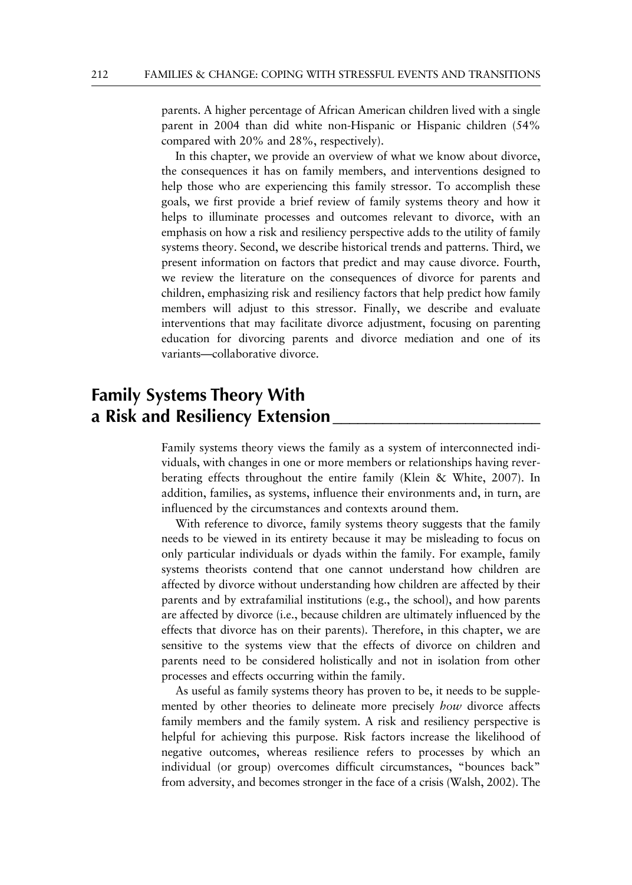parents. A higher percentage of African American children lived with a single parent in 2004 than did white non-Hispanic or Hispanic children (54% compared with 20% and 28%, respectively).

In this chapter, we provide an overview of what we know about divorce, the consequences it has on family members, and interventions designed to help those who are experiencing this family stressor. To accomplish these goals, we first provide a brief review of family systems theory and how it helps to illuminate processes and outcomes relevant to divorce, with an emphasis on how a risk and resiliency perspective adds to the utility of family systems theory. Second, we describe historical trends and patterns. Third, we present information on factors that predict and may cause divorce. Fourth, we review the literature on the consequences of divorce for parents and children, emphasizing risk and resiliency factors that help predict how family members will adjust to this stressor. Finally, we describe and evaluate interventions that may facilitate divorce adjustment, focusing on parenting education for divorcing parents and divorce mediation and one of its variants—collaborative divorce.

## Family Systems Theory With a Risk and Resiliency Extension

Family systems theory views the family as a system of interconnected individuals, with changes in one or more members or relationships having reverberating effects throughout the entire family (Klein & White, 2007). In addition, families, as systems, influence their environments and, in turn, are influenced by the circumstances and contexts around them.

With reference to divorce, family systems theory suggests that the family needs to be viewed in its entirety because it may be misleading to focus on only particular individuals or dyads within the family. For example, family systems theorists contend that one cannot understand how children are affected by divorce without understanding how children are affected by their parents and by extrafamilial institutions (e.g., the school), and how parents are affected by divorce (i.e., because children are ultimately influenced by the effects that divorce has on their parents). Therefore, in this chapter, we are sensitive to the systems view that the effects of divorce on children and parents need to be considered holistically and not in isolation from other processes and effects occurring within the family.

As useful as family systems theory has proven to be, it needs to be supplemented by other theories to delineate more precisely *how* divorce affects family members and the family system. A risk and resiliency perspective is helpful for achieving this purpose. Risk factors increase the likelihood of negative outcomes, whereas resilience refers to processes by which an individual (or group) overcomes difficult circumstances, "bounces back" from adversity, and becomes stronger in the face of a crisis (Walsh, 2002). The